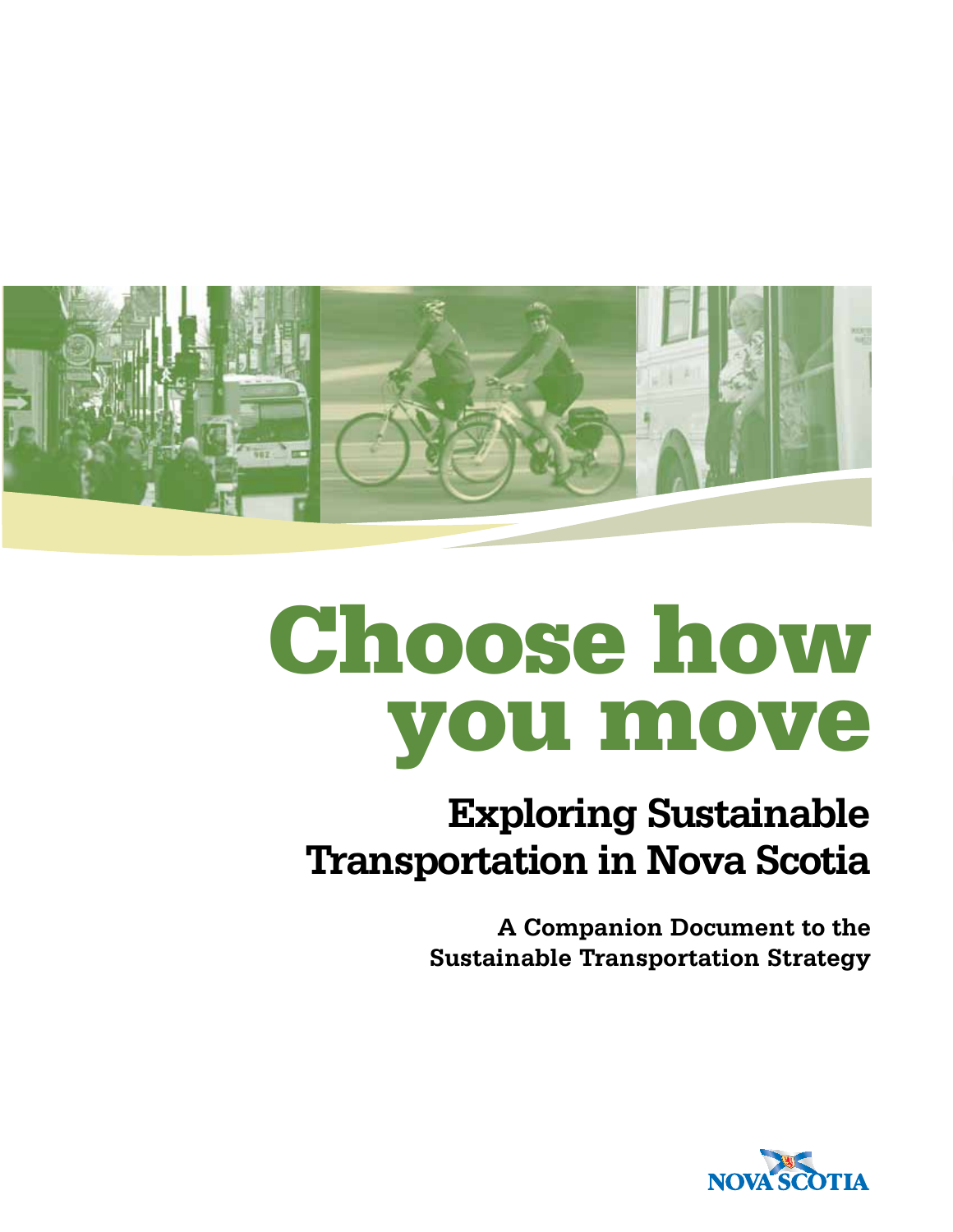# Choose how you move

## Exploring Sustainable Transportation in Nova Scotia

### A Companion Document to the Sustainable Transportation Strategy

NOVA SCOTIA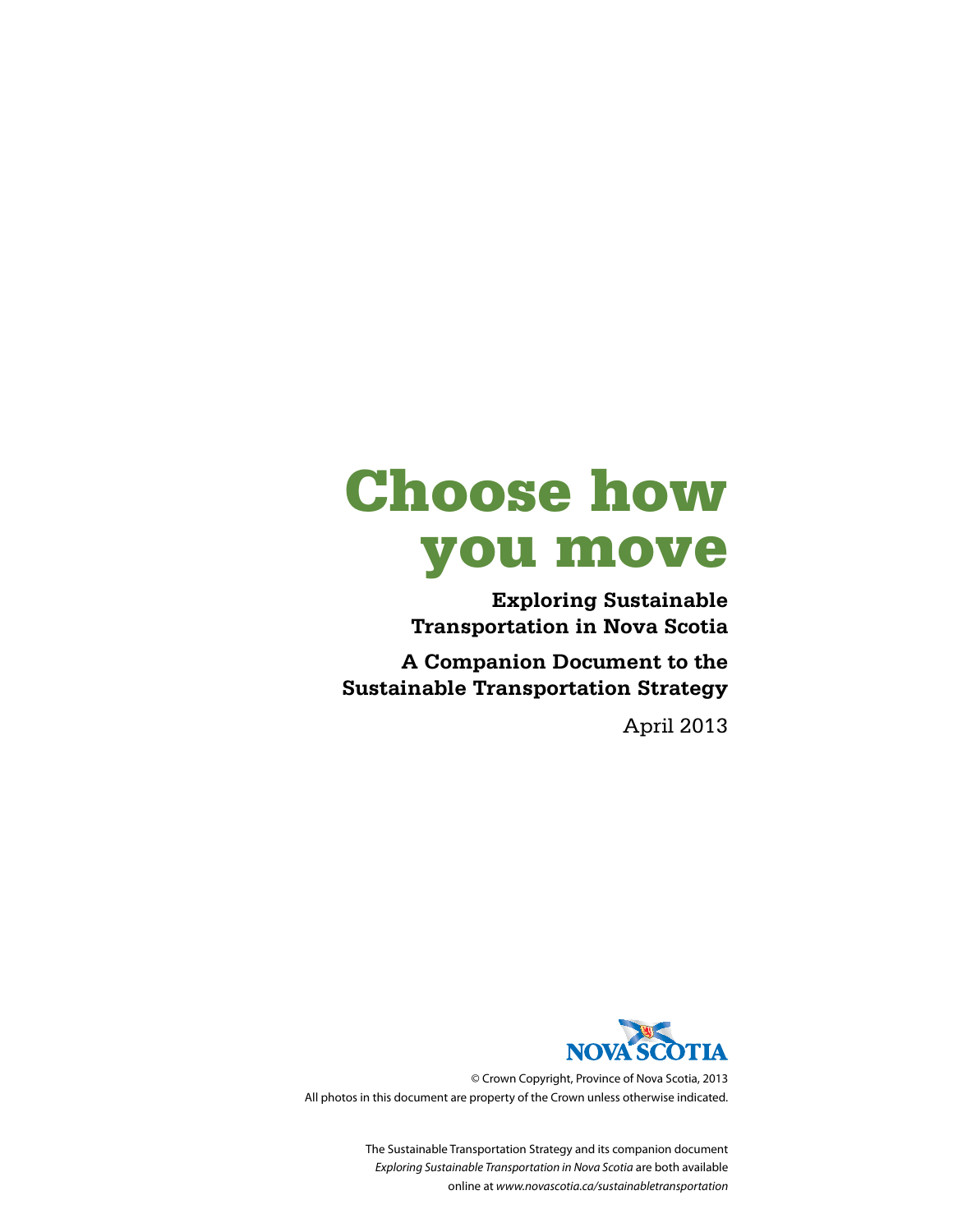# Choose how you move

**Exploring Sustainable Transportation in Nova Scotia**

**A Companion Document to the Sustainable Transportation Strategy**

April 2013

NOVA SCOTIA

© Crown Copyright, Province of Nova Scotia, 2013

All photos in this document are property of the Crown unless otherwise indicated.

The Sustainable Transportation Strategy and its companion document *Exploring Sustainable Transportation in Nova Scotia* are both available online at *www.novascotia.ca/sustainabletransportation*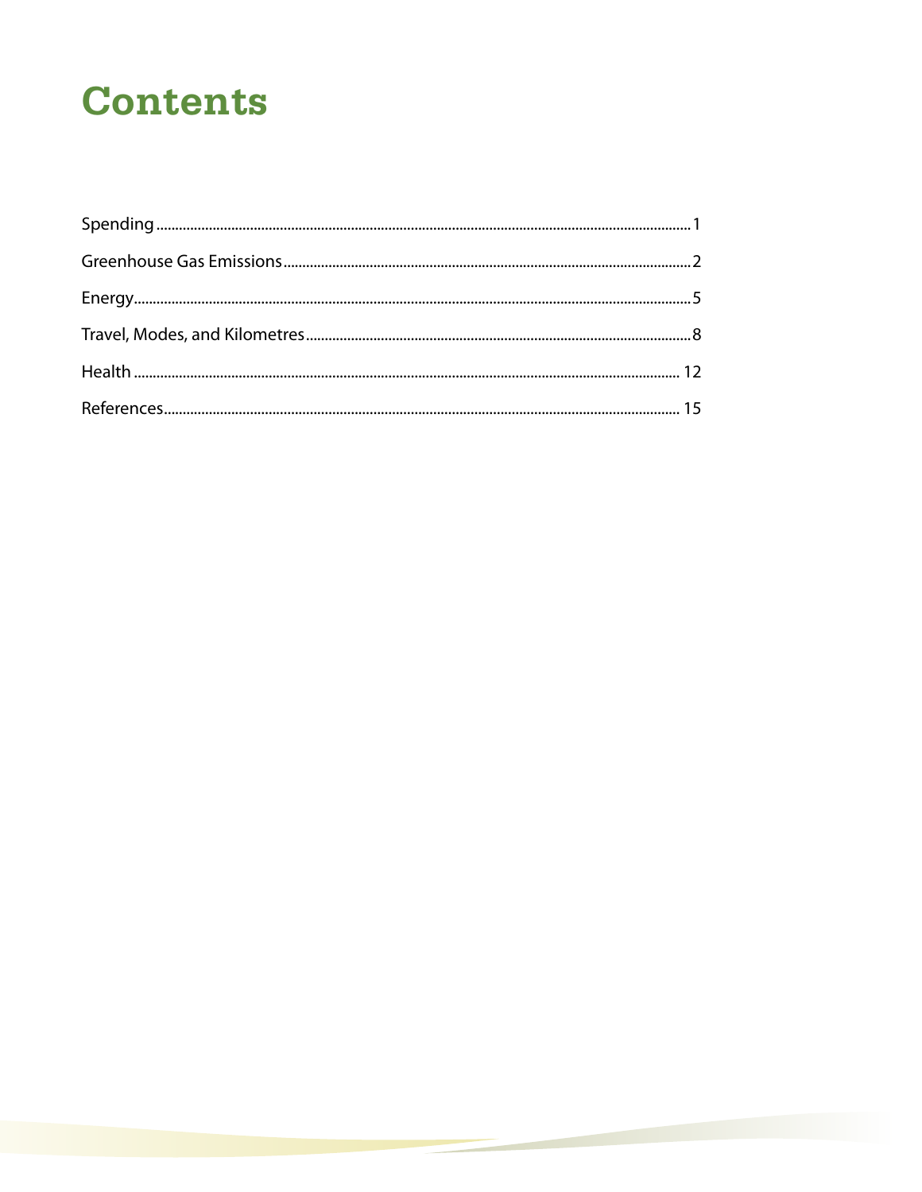# Contents

Spending .......... 1

Greenhouse Gas Emissions .......... 2

Energy .......... 5

Travel, Modes, and Kilometres .......... 8

Health .......... 12

References .......... 15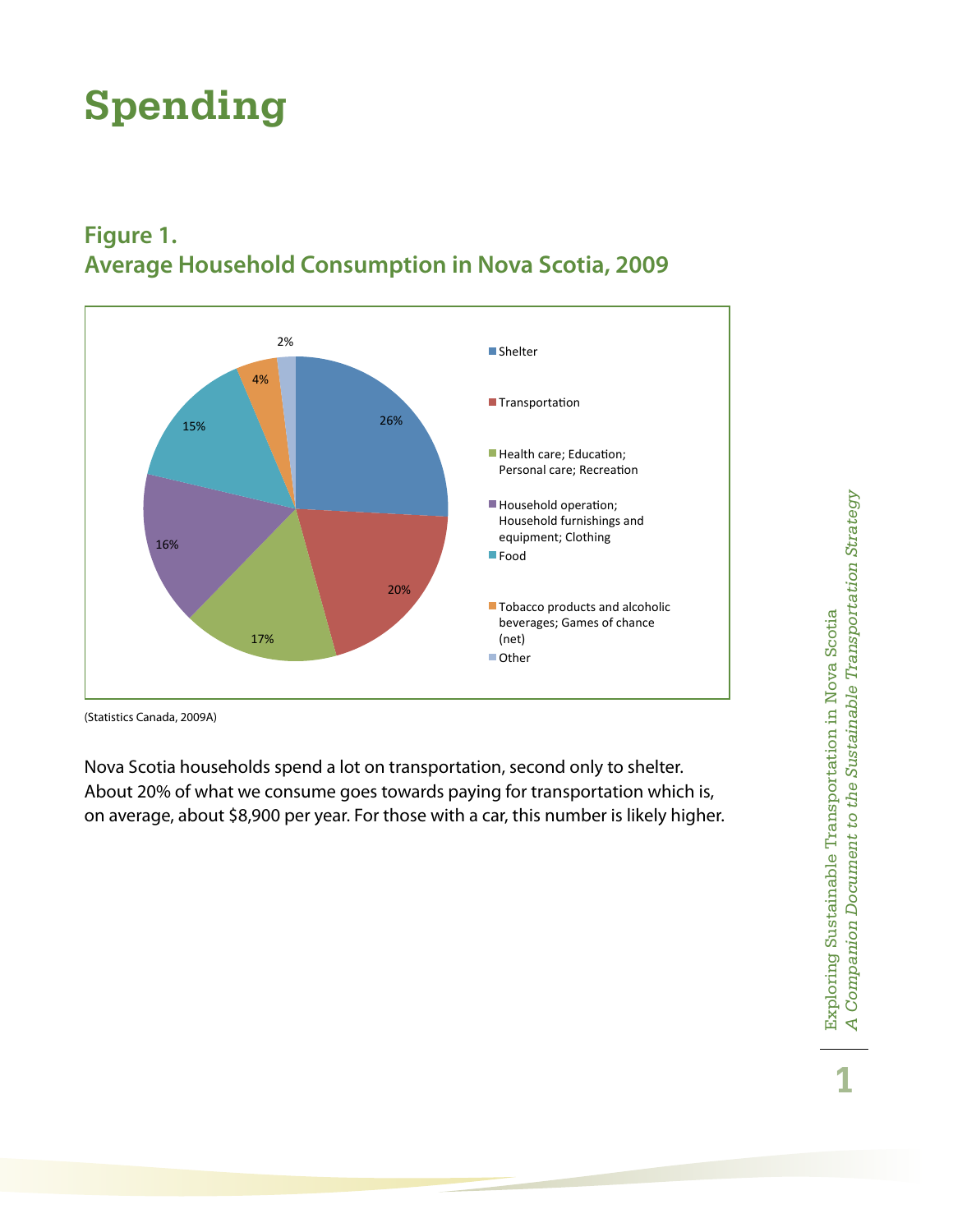# Spending

## Figure 1.
## Average Household Consumption in Nova Scotia, 2009

| Category | Share |
|---|---|
| Shelter | 26% |
| Transportation | 20% |
| Health care; Education; Personal care; Recreation | 17% |
| Household operation; Household furnishings and equipment; Clothing | 16% |
| Food | 15% |
| Tobacco products and alcoholic beverages; Games of chance (net) | 4% |
| Other | 2% |

(Statistics Canada, 2009A)

Nova Scotia households spend a lot on transportation, second only to shelter. About 20% of what we consume goes towards paying for transportation which is, on average, about $8,900 per year. For those with a car, this number is likely higher.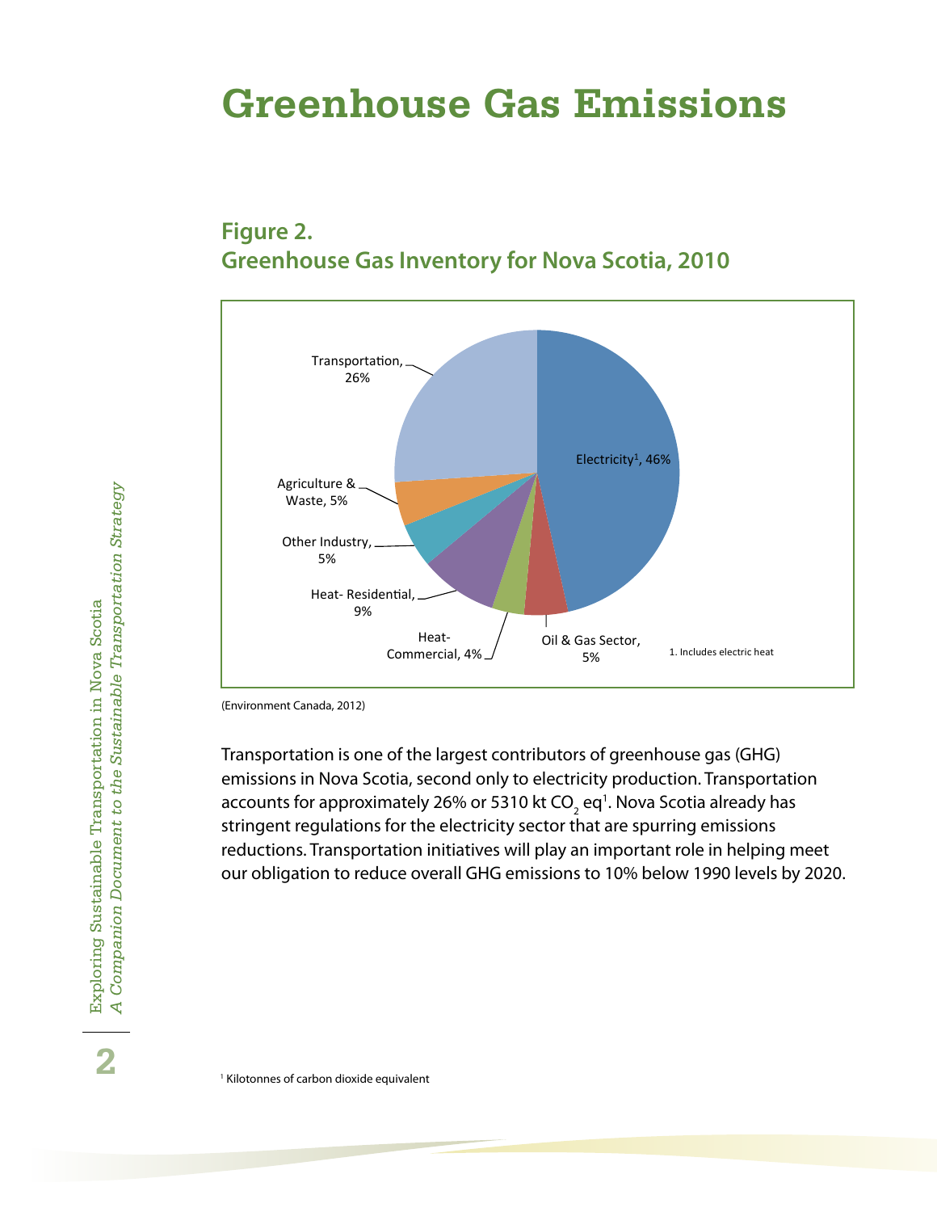# Greenhouse Gas Emissions

## Figure 2.
## Greenhouse Gas Inventory for Nova Scotia, 2010

| Sector | Share |
|---|---|
| Electricity[1] | 46% |
| Transportation | 26% |
| Heat- Residential | 9% |
| Agriculture & Waste | 5% |
| Other Industry | 5% |
| Oil & Gas Sector | 5% |
| Heat- Commercial | 4% |

1. Includes electric heat

(Environment Canada, 2012)

Transportation is one of the largest contributors of greenhouse gas (GHG) emissions in Nova Scotia, second only to electricity production. Transportation accounts for approximately 26% or 5310 kt $CO_2$ eq[1]. Nova Scotia already has stringent regulations for the electricity sector that are spurring emissions reductions. Transportation initiatives will play an important role in helping meet our obligation to reduce overall GHG emissions to 10% below 1990 levels by 2020.

[1] Kilotonnes of carbon dioxide equivalent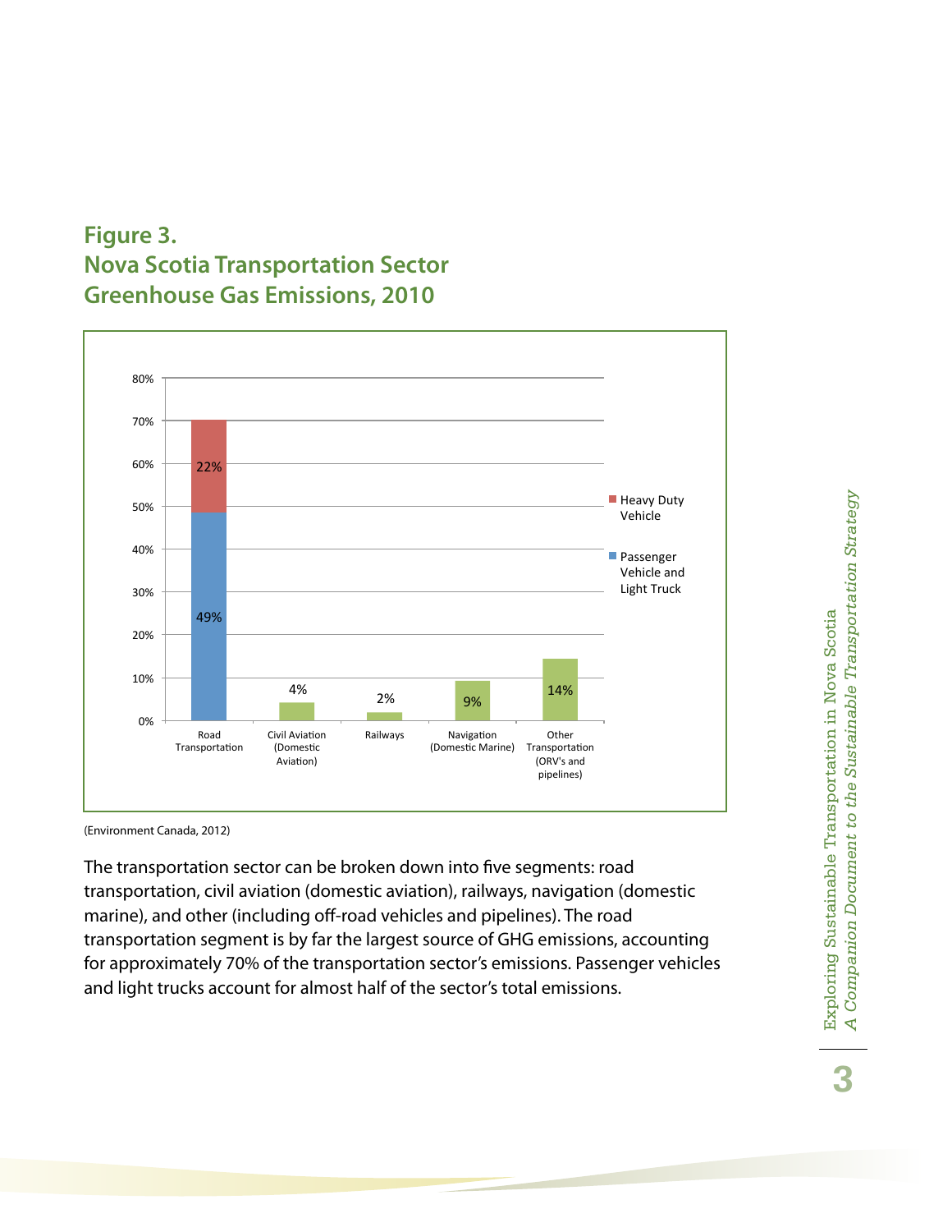## Figure 3.
## Nova Scotia Transportation Sector Greenhouse Gas Emissions, 2010

(Environment Canada, 2012)

The transportation sector can be broken down into five segments: road transportation, civil aviation (domestic aviation), railways, navigation (domestic marine), and other (including off-road vehicles and pipelines). The road transportation segment is by far the largest source of GHG emissions, accounting for approximately 70% of the transportation sector's emissions. Passenger vehicles and light trucks account for almost half of the sector's total emissions.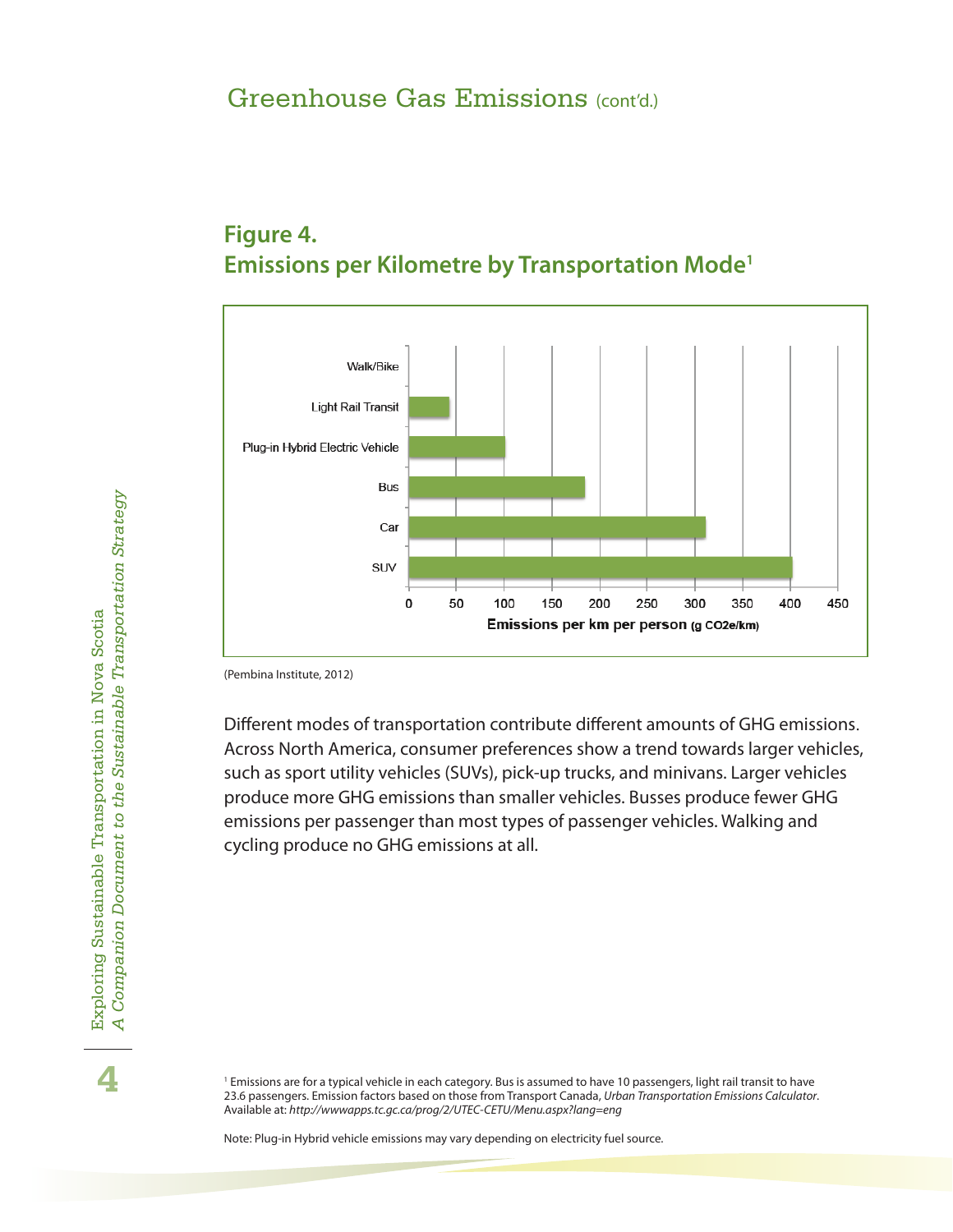## Greenhouse Gas Emissions (cont'd.)

### Figure 4.
### Emissions per Kilometre by Transportation Mode[1]

Walk/Bike
Light Rail Transit
Plug-in Hybrid Electric Vehicle
Bus
Car
SUV

0 50 100 150 200 250 300 350 400 450

Emissions per km per person (g CO2e/km)

(Pembina Institute, 2012)

Different modes of transportation contribute different amounts of GHG emissions. Across North America, consumer preferences show a trend towards larger vehicles, such as sport utility vehicles (SUVs), pick-up trucks, and minivans. Larger vehicles produce more GHG emissions than smaller vehicles. Busses produce fewer GHG emissions per passenger than most types of passenger vehicles. Walking and cycling produce no GHG emissions at all.

[1] Emissions are for a typical vehicle in each category. Bus is assumed to have 10 passengers, light rail transit to have 23.6 passengers. Emission factors based on those from Transport Canada, *Urban Transportation Emissions Calculator*. Available at: *http://wwwapps.tc.gc.ca/prog/2/UTEC-CETU/Menu.aspx?lang=eng*

Note: Plug-in Hybrid vehicle emissions may vary depending on electricity fuel source.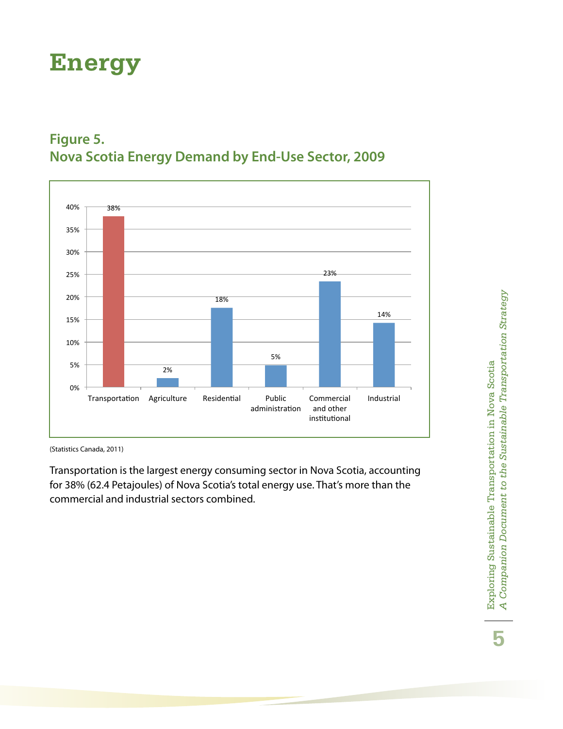# Energy

## Figure 5.
## Nova Scotia Energy Demand by End-Use Sector, 2009

| Sector | Share |
|---|---|
| Transportation | 38% |
| Agriculture | 2% |
| Residential | 18% |
| Public administration | 5% |
| Commercial and other institutional | 23% |
| Industrial | 14% |

(Statistics Canada, 2011)

Transportation is the largest energy consuming sector in Nova Scotia, accounting for 38% (62.4 Petajoules) of Nova Scotia's total energy use. That's more than the commercial and industrial sectors combined.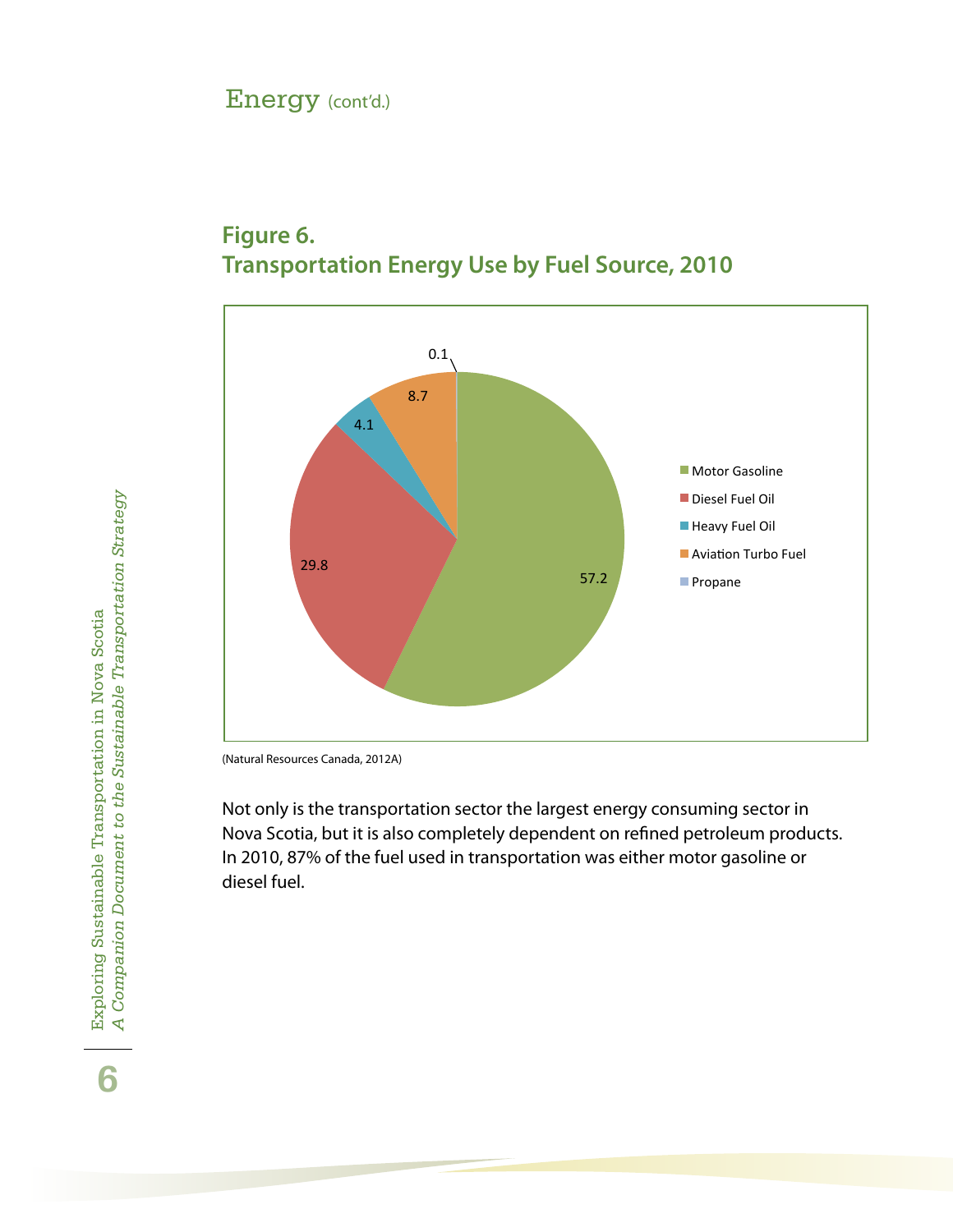## Energy (cont'd.)

### Figure 6.
### Transportation Energy Use by Fuel Source, 2010

| Fuel Source | Value |
|---|---|
| Motor Gasoline | 57.2 |
| Diesel Fuel Oil | 29.8 |
| Heavy Fuel Oil | 4.1 |
| Aviation Turbo Fuel | 8.7 |
| Propane | 0.1 |

(Natural Resources Canada, 2012A)

Not only is the transportation sector the largest energy consuming sector in Nova Scotia, but it is also completely dependent on refined petroleum products. In 2010, 87% of the fuel used in transportation was either motor gasoline or diesel fuel.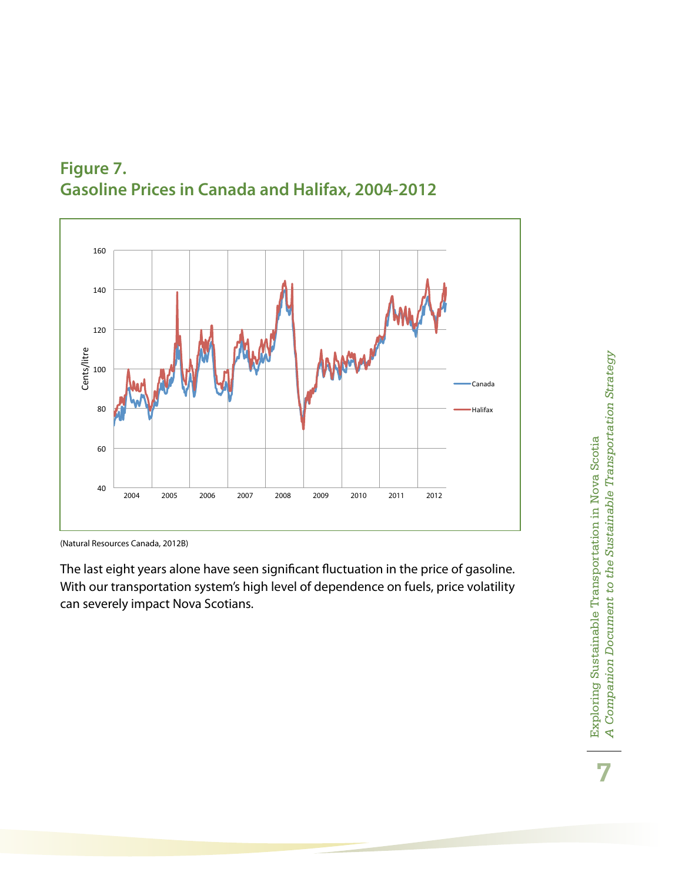## Figure 7.
## Gasoline Prices in Canada and Halifax, 2004-2012

(Natural Resources Canada, 2012B)

The last eight years alone have seen significant fluctuation in the price of gasoline. With our transportation system's high level of dependence on fuels, price volatility can severely impact Nova Scotians.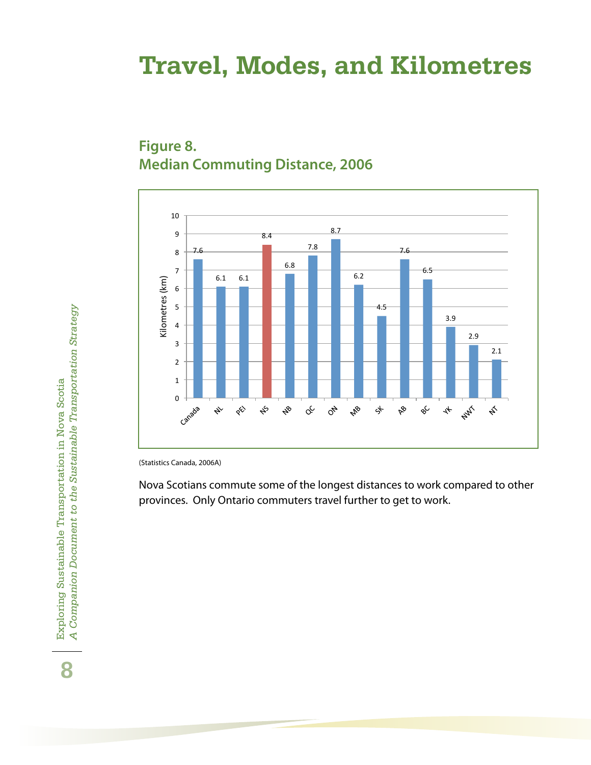# Travel, Modes, and Kilometres

## Figure 8.
## Median Commuting Distance, 2006

| Region | Kilometres (km) |
|---|---|
| Canada | 7.6 |
| NL | 6.1 |
| PEI | 6.1 |
| NS | 8.4 |
| NB | 6.8 |
| QC | 7.8 |
| ON | 8.7 |
| MB | 6.2 |
| SK | 4.5 |
| AB | 7.6 |
| BC | 6.5 |
| YK | 3.9 |
| NWT | 2.9 |
| NT | 2.1 |

(Statistics Canada, 2006A)

Nova Scotians commute some of the longest distances to work compared to other provinces. Only Ontario commuters travel further to get to work.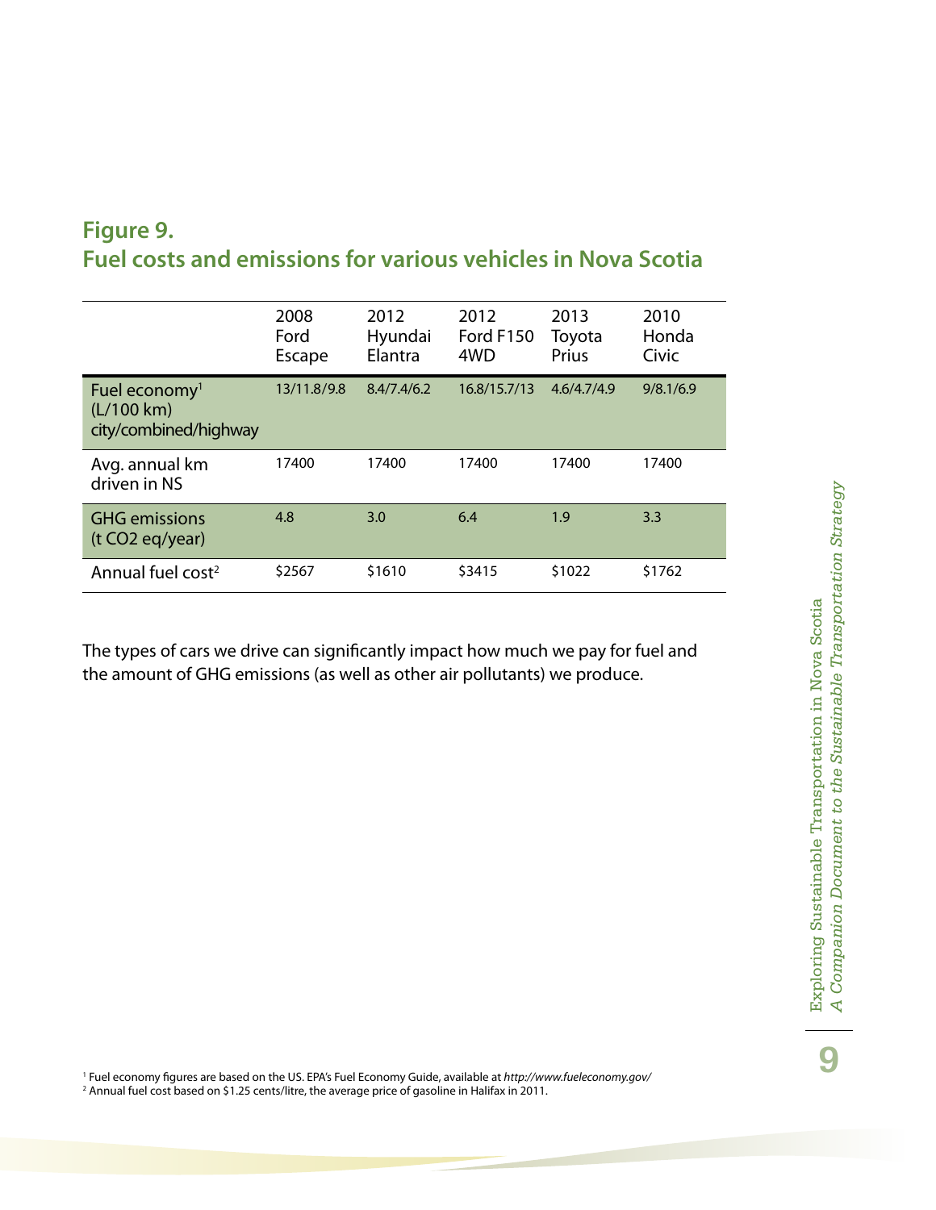## Figure 9.
## Fuel costs and emissions for various vehicles in Nova Scotia

| | 2008 Ford Escape | 2012 Hyundai Elantra | 2012 Ford F150 4WD | 2013 Toyota Prius | 2010 Honda Civic |
|---|---|---|---|---|---|
| Fuel economy[1] (L/100 km) city/combined/highway | 13/11.8/9.8 | 8.4/7.4/6.2 | 16.8/15.7/13 | 4.6/4.7/4.9 | 9/8.1/6.9 |
| Avg. annual km driven in NS | 17400 | 17400 | 17400 | 17400 | 17400 |
| GHG emissions (t CO2 eq/year) | 4.8 | 3.0 | 6.4 | 1.9 | 3.3 |
| Annual fuel cost[2] | $2567 | $1610 | $3415 | $1022 | $1762 |

The types of cars we drive can significantly impact how much we pay for fuel and the amount of GHG emissions (as well as other air pollutants) we produce.

[1] Fuel economy figures are based on the US. EPA's Fuel Economy Guide, available at *http://www.fueleconomy.gov/*
[2] Annual fuel cost based on $1.25 cents/litre, the average price of gasoline in Halifax in 2011.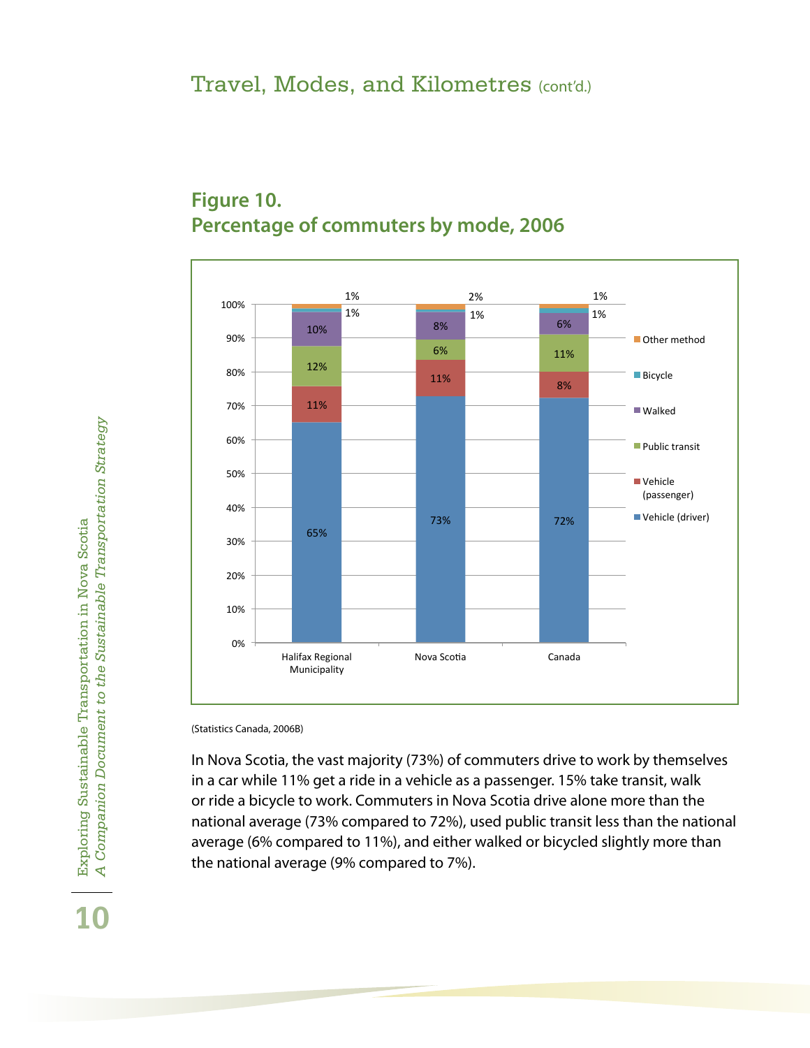## Travel, Modes, and Kilometres (cont'd.)

### Figure 10.
### Percentage of commuters by mode, 2006

| Mode | Halifax Regional Municipality | Nova Scotia | Canada |
|---|---|---|---|
| Vehicle (driver) | 65% | 73% | 72% |
| Vehicle (passenger) | 11% | 11% | 8% |
| Public transit | 12% | 6% | 11% |
| Walked | 10% | 8% | 6% |
| Bicycle | 1% | 1% | 1% |
| Other method | 1% | 2% | 1% |

(Statistics Canada, 2006B)

In Nova Scotia, the vast majority (73%) of commuters drive to work by themselves in a car while 11% get a ride in a vehicle as a passenger. 15% take transit, walk or ride a bicycle to work. Commuters in Nova Scotia drive alone more than the national average (73% compared to 72%), used public transit less than the national average (6% compared to 11%), and either walked or bicycled slightly more than the national average (9% compared to 7%).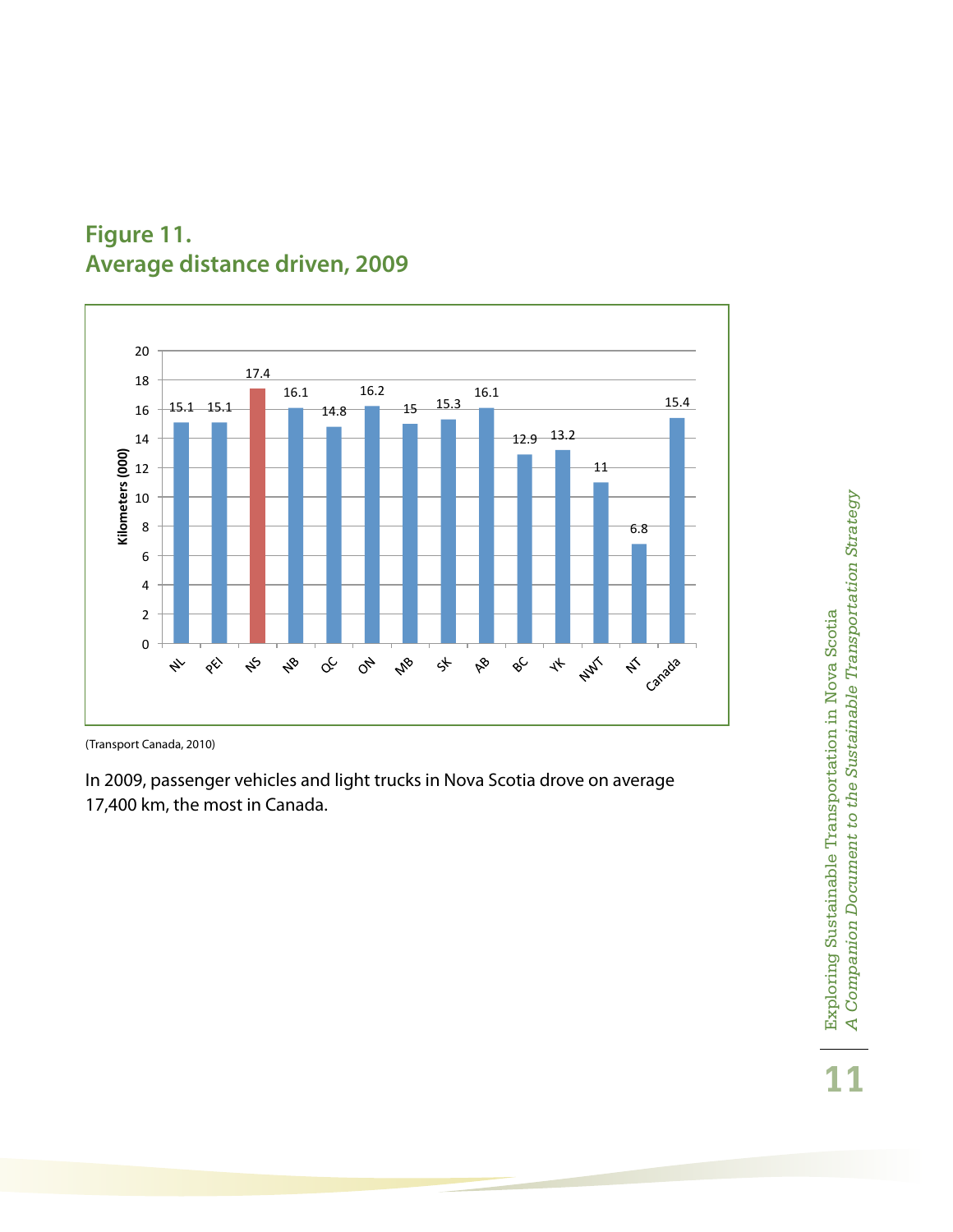## Figure 11.
## Average distance driven, 2009

| Region | Kilometers (000) |
|---|---|
| NL | 15.1 |
| PEI | 15.1 |
| NS | 17.4 |
| NB | 16.1 |
| QC | 14.8 |
| ON | 16.2 |
| MB | 15 |
| SK | 15.3 |
| AB | 16.1 |
| BC | 12.9 |
| YK | 13.2 |
| NWT | 11 |
| NT | 6.8 |
| Canada | 15.4 |

(Transport Canada, 2010)

In 2009, passenger vehicles and light trucks in Nova Scotia drove on average 17,400 km, the most in Canada.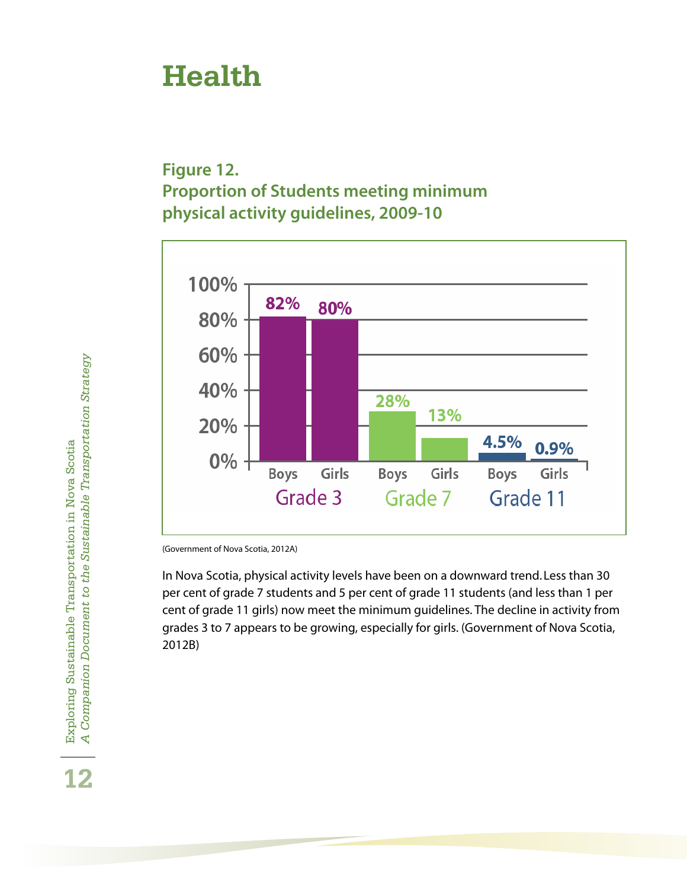# Health

**Figure 12.**
**Proportion of Students meeting minimum physical activity guidelines, 2009-10**

| | Boys | Girls |
|---|---|---|
| Grade 3 | 82% | 80% |
| Grade 7 | 28% | 13% |
| Grade 11 | 4.5% | 0.9% |

(Government of Nova Scotia, 2012A)

In Nova Scotia, physical activity levels have been on a downward trend. Less than 30 per cent of grade 7 students and 5 per cent of grade 11 students (and less than 1 per cent of grade 11 girls) now meet the minimum guidelines. The decline in activity from grades 3 to 7 appears to be growing, especially for girls. (Government of Nova Scotia, 2012B)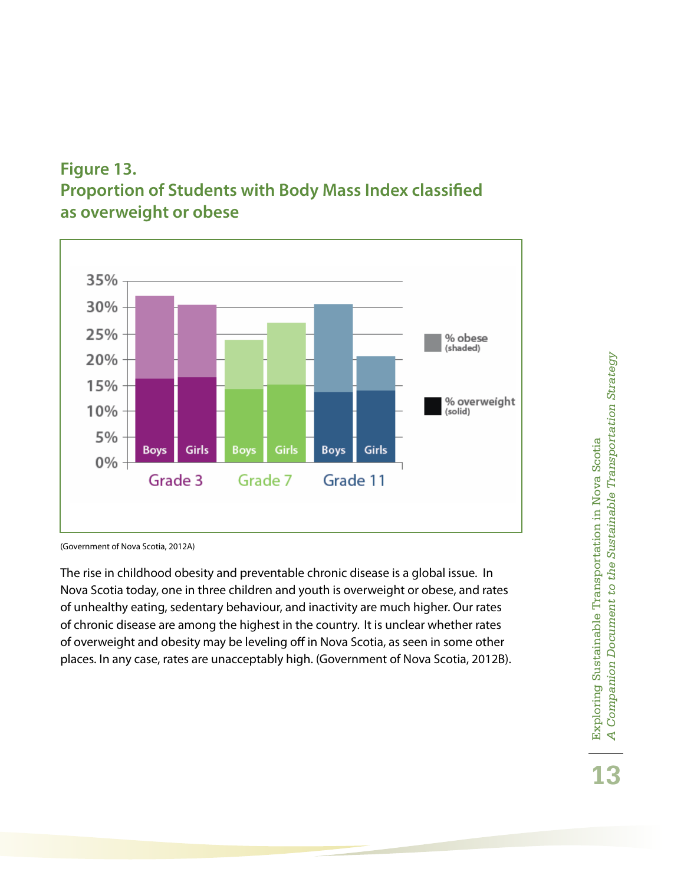## Figure 13.
## Proportion of Students with Body Mass Index classified as overweight or obese

(Government of Nova Scotia, 2012A)

The rise in childhood obesity and preventable chronic disease is a global issue. In Nova Scotia today, one in three children and youth is overweight or obese, and rates of unhealthy eating, sedentary behaviour, and inactivity are much higher. Our rates of chronic disease are among the highest in the country. It is unclear whether rates of overweight and obesity may be leveling off in Nova Scotia, as seen in some other places. In any case, rates are unacceptably high. (Government of Nova Scotia, 2012B).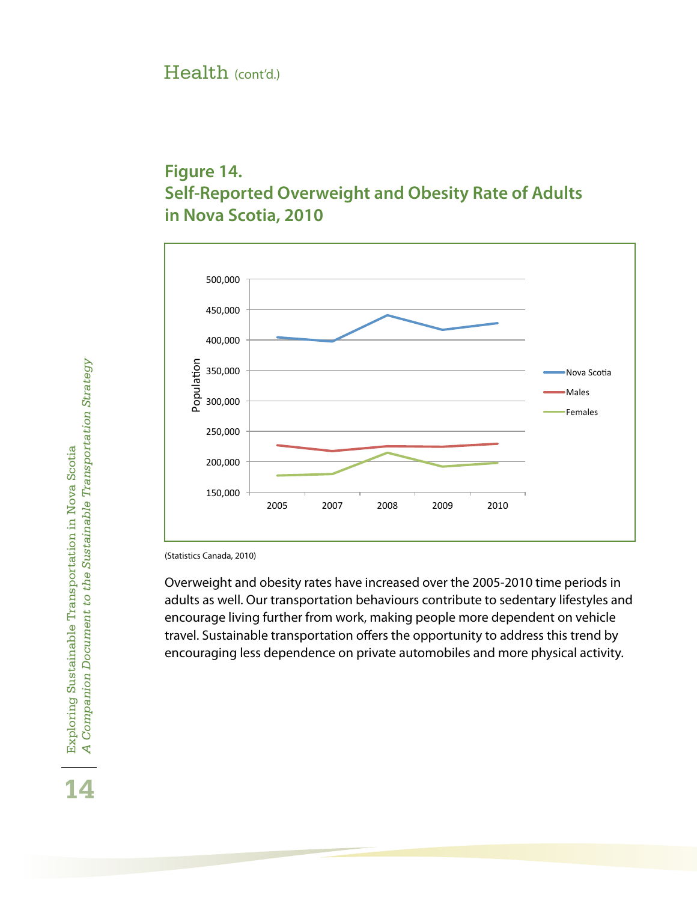## Health (cont'd.)

### Figure 14.
### Self-Reported Overweight and Obesity Rate of Adults in Nova Scotia, 2010

(Statistics Canada, 2010)

Overweight and obesity rates have increased over the 2005-2010 time periods in adults as well. Our transportation behaviours contribute to sedentary lifestyles and encourage living further from work, making people more dependent on vehicle travel. Sustainable transportation offers the opportunity to address this trend by encouraging less dependence on private automobiles and more physical activity.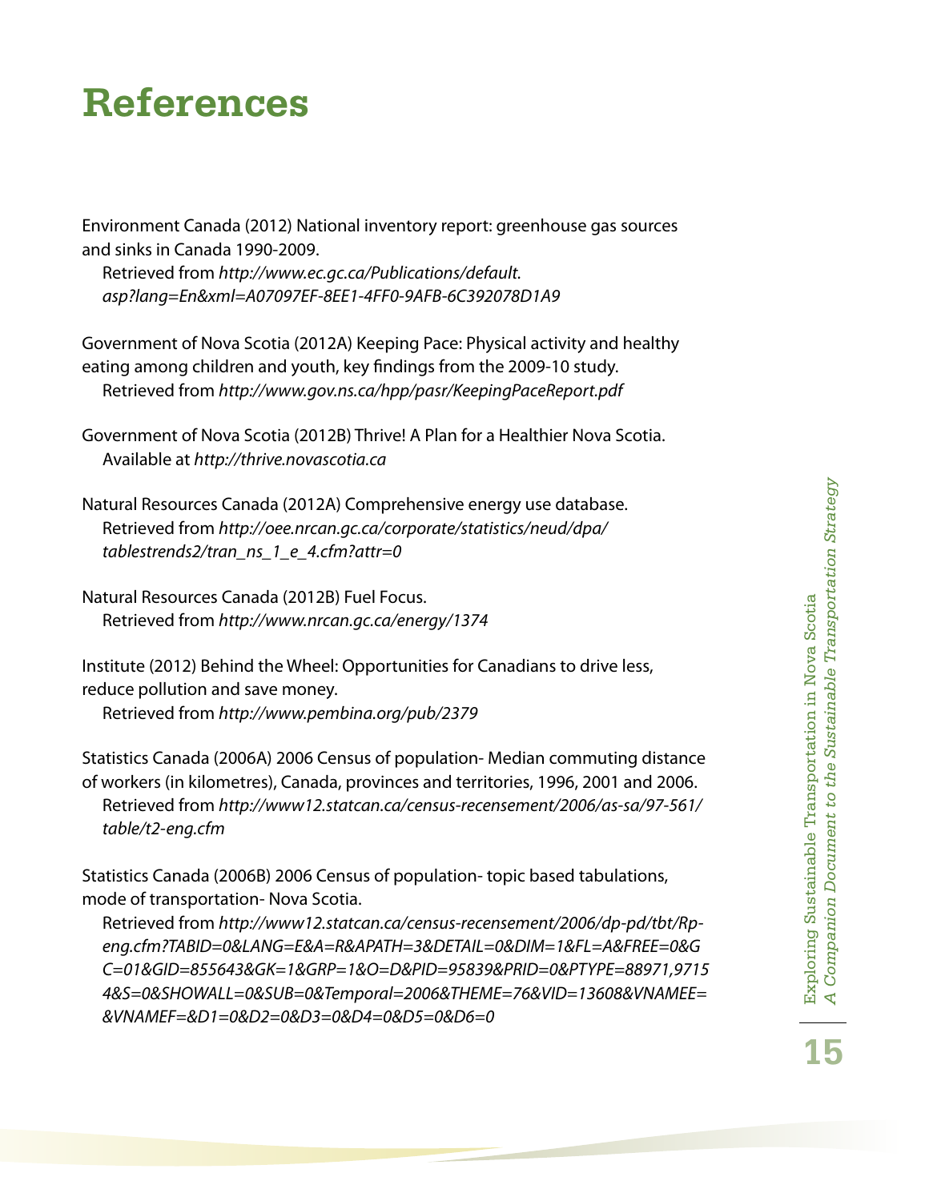# References

Environment Canada (2012) National inventory report: greenhouse gas sources and sinks in Canada 1990-2009.
Retrieved from *http://www.ec.gc.ca/Publications/default.asp?lang=En&xml=A07097EF-8EE1-4FF0-9AFB-6C392078D1A9*

Government of Nova Scotia (2012A) Keeping Pace: Physical activity and healthy eating among children and youth, key findings from the 2009-10 study.
Retrieved from *http://www.gov.ns.ca/hpp/pasr/KeepingPaceReport.pdf*

Government of Nova Scotia (2012B) Thrive! A Plan for a Healthier Nova Scotia.
Available at *http://thrive.novascotia.ca*

Natural Resources Canada (2012A) Comprehensive energy use database.
Retrieved from *http://oee.nrcan.gc.ca/corporate/statistics/neud/dpa/tablestrends2/tran_ns_1_e_4.cfm?attr=0*

Natural Resources Canada (2012B) Fuel Focus.
Retrieved from *http://www.nrcan.gc.ca/energy/1374*

Institute (2012) Behind the Wheel: Opportunities for Canadians to drive less, reduce pollution and save money.
Retrieved from *http://www.pembina.org/pub/2379*

Statistics Canada (2006A) 2006 Census of population- Median commuting distance of workers (in kilometres), Canada, provinces and territories, 1996, 2001 and 2006.
Retrieved from *http://www12.statcan.ca/census-recensement/2006/as-sa/97-561/table/t2-eng.cfm*

Statistics Canada (2006B) 2006 Census of population- topic based tabulations, mode of transportation- Nova Scotia.
Retrieved from *http://www12.statcan.ca/census-recensement/2006/dp-pd/tbt/Rp-eng.cfm?TABID=0&LANG=E&A=R&APATH=3&DETAIL=0&DIM=1&FL=A&FREE=0&GC=01&GID=855643&GK=1&GRP=1&O=D&PID=95839&PRID=0&PTYPE=88971,97154&S=0&SHOWALL=0&SUB=0&Temporal=2006&THEME=76&VID=13608&VNAMEE=&VNAMEF=&D1=0&D2=0&D3=0&D4=0&D5=0&D6=0*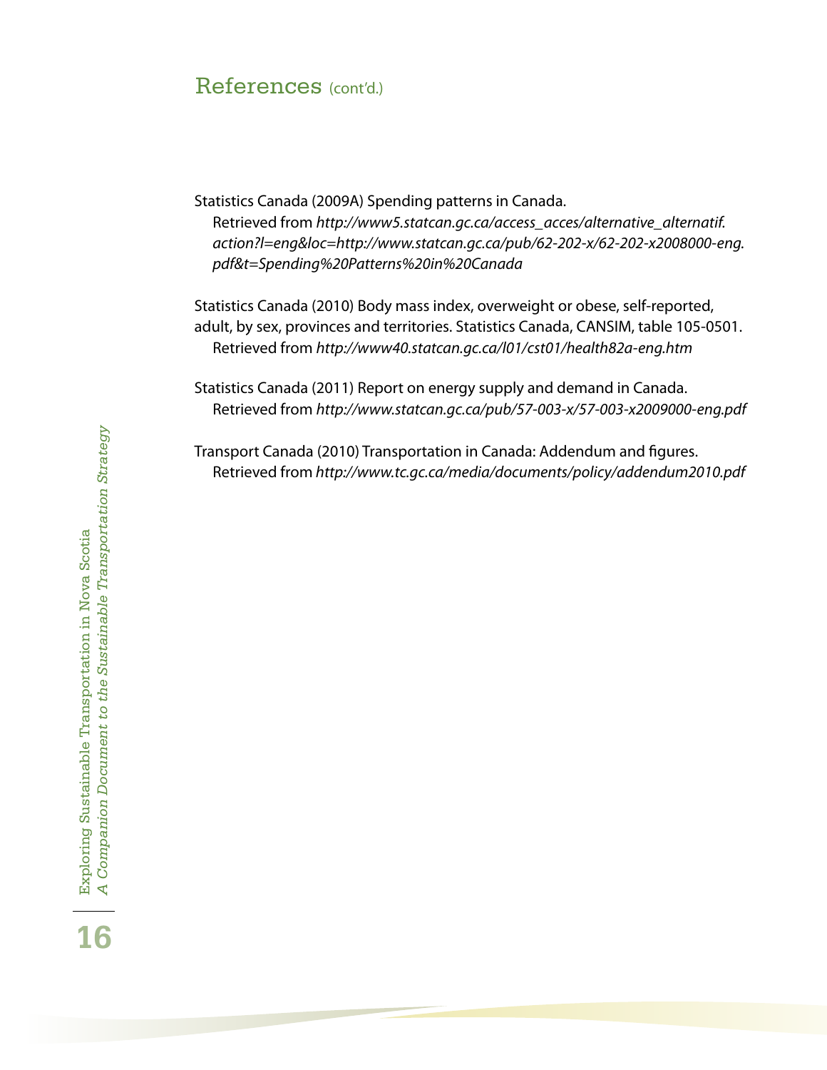## References (cont'd.)

Statistics Canada (2009A) Spending patterns in Canada. Retrieved from *http://www5.statcan.gc.ca/access_acces/alternative_alternatif.action?l=eng&loc=http://www.statcan.gc.ca/pub/62-202-x/62-202-x2008000-eng.pdf&t=Spending%20Patterns%20in%20Canada*

Statistics Canada (2010) Body mass index, overweight or obese, self-reported, adult, by sex, provinces and territories. Statistics Canada, CANSIM, table 105-0501. Retrieved from *http://www40.statcan.gc.ca/l01/cst01/health82a-eng.htm*

Statistics Canada (2011) Report on energy supply and demand in Canada. Retrieved from *http://www.statcan.gc.ca/pub/57-003-x/57-003-x2009000-eng.pdf*

Transport Canada (2010) Transportation in Canada: Addendum and figures. Retrieved from *http://www.tc.gc.ca/media/documents/policy/addendum2010.pdf*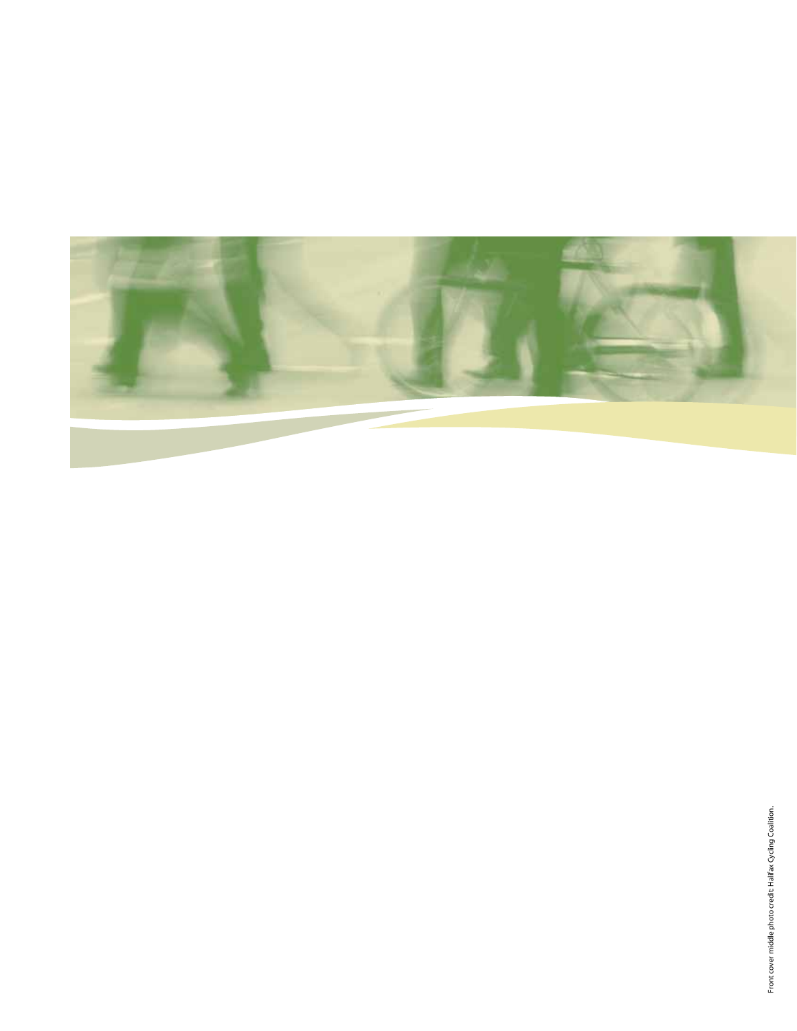Front cover middle photo credit: Halifax Cycling Coalition.